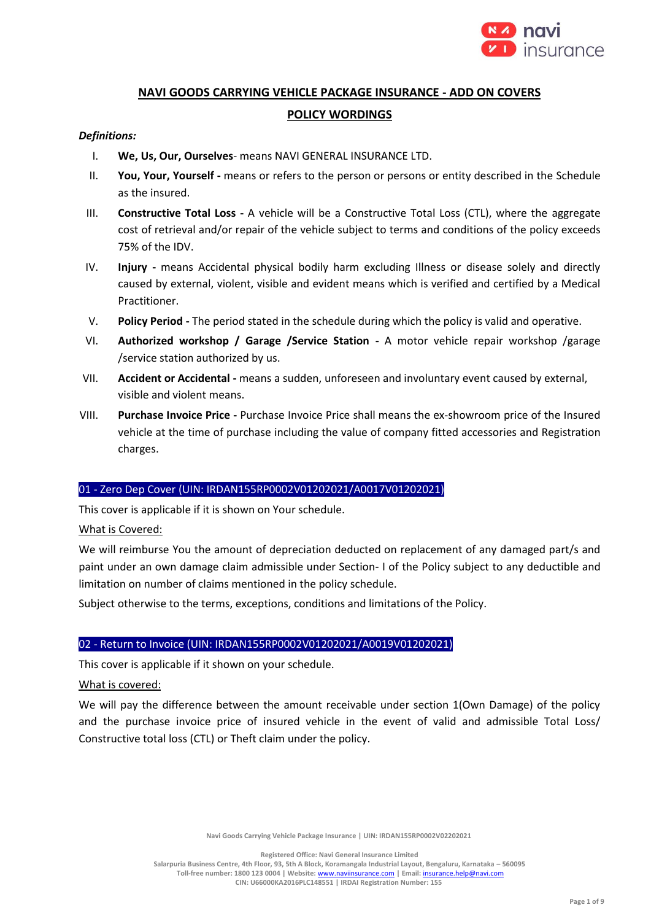# NAVI GOODS CARRYING VEHICLE PACKAGE INSURANCE - ADD ON COVERS

## POLICY WORDINGS

***Definitions:***

I. **We, Us, Our, Ourselves**- means NAVI GENERAL INSURANCE LTD.

II. **You, Your, Yourself -** means or refers to the person or persons or entity described in the Schedule as the insured.

III. **Constructive Total Loss -** A vehicle will be a Constructive Total Loss (CTL), where the aggregate cost of retrieval and/or repair of the vehicle subject to terms and conditions of the policy exceeds 75% of the IDV.

IV. **Injury -** means Accidental physical bodily harm excluding Illness or disease solely and directly caused by external, violent, visible and evident means which is verified and certified by a Medical Practitioner.

V. **Policy Period -** The period stated in the schedule during which the policy is valid and operative.

VI. **Authorized workshop / Garage /Service Station -** A motor vehicle repair workshop /garage /service station authorized by us.

VII. **Accident or Accidental -** means a sudden, unforeseen and involuntary event caused by external, visible and violent means.

VIII. **Purchase Invoice Price -** Purchase Invoice Price shall means the ex-showroom price of the Insured vehicle at the time of purchase including the value of company fitted accessories and Registration charges.

### 01 - Zero Dep Cover (UIN: IRDAN155RP0002V01202021/A0017V01202021)

This cover is applicable if it is shown on Your schedule.

What is Covered:

We will reimburse You the amount of depreciation deducted on replacement of any damaged part/s and paint under an own damage claim admissible under Section- I of the Policy subject to any deductible and limitation on number of claims mentioned in the policy schedule.

Subject otherwise to the terms, exceptions, conditions and limitations of the Policy.

### 02 - Return to Invoice (UIN: IRDAN155RP0002V01202021/A0019V01202021)

This cover is applicable if it shown on your schedule.

What is covered:

We will pay the difference between the amount receivable under section 1(Own Damage) of the policy and the purchase invoice price of insured vehicle in the event of valid and admissible Total Loss/ Constructive total loss (CTL) or Theft claim under the policy.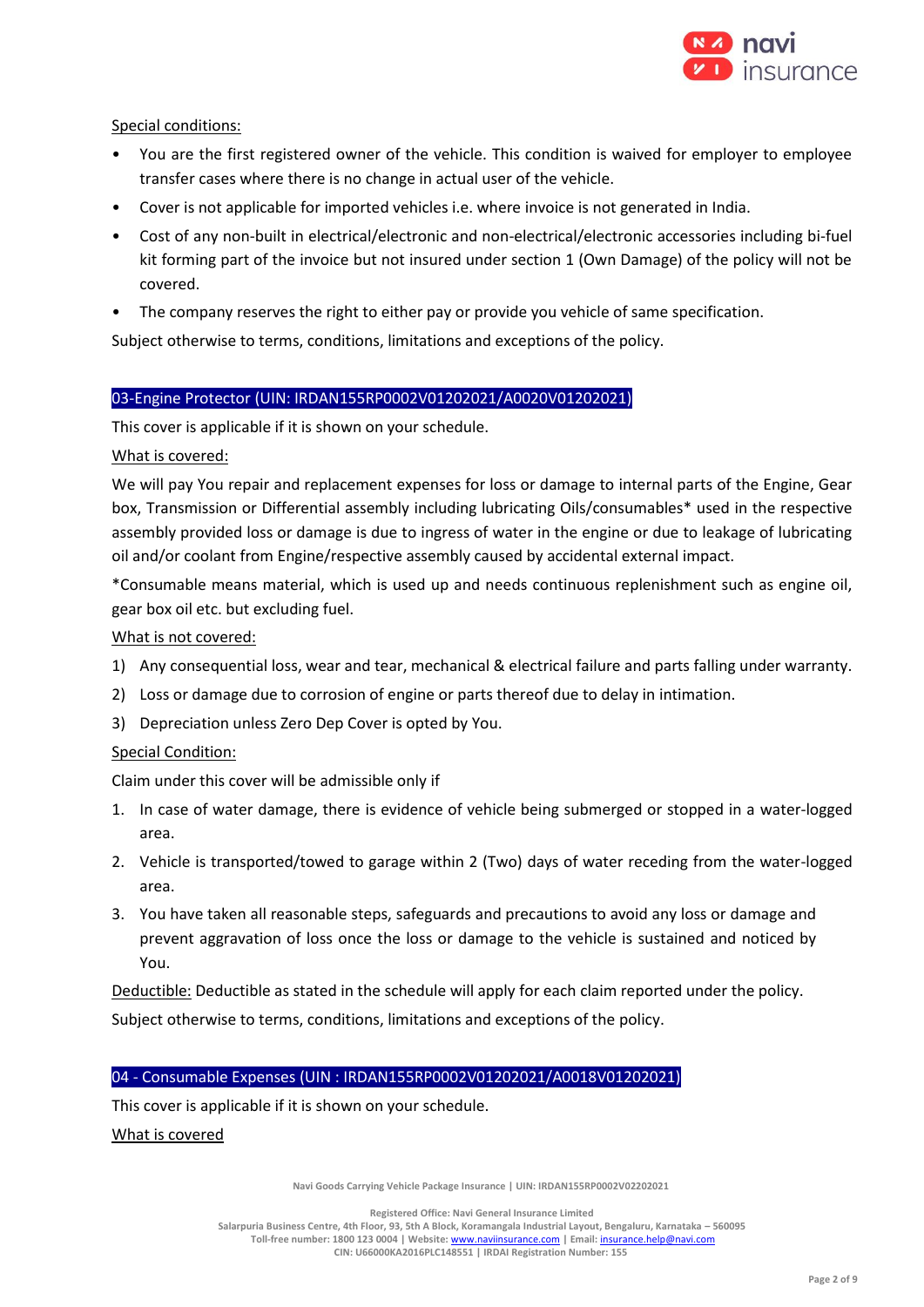Special conditions:

- You are the first registered owner of the vehicle. This condition is waived for employer to employee transfer cases where there is no change in actual user of the vehicle.
- Cover is not applicable for imported vehicles i.e. where invoice is not generated in India.
- Cost of any non-built in electrical/electronic and non-electrical/electronic accessories including bi-fuel kit forming part of the invoice but not insured under section 1 (Own Damage) of the policy will not be covered.
- The company reserves the right to either pay or provide you vehicle of same specification.

Subject otherwise to terms, conditions, limitations and exceptions of the policy.

## 03-Engine Protector (UIN: IRDAN155RP0002V01202021/A0020V01202021)

This cover is applicable if it is shown on your schedule.

What is covered:

We will pay You repair and replacement expenses for loss or damage to internal parts of the Engine, Gear box, Transmission or Differential assembly including lubricating Oils/consumables* used in the respective assembly provided loss or damage is due to ingress of water in the engine or due to leakage of lubricating oil and/or coolant from Engine/respective assembly caused by accidental external impact.

*Consumable means material, which is used up and needs continuous replenishment such as engine oil, gear box oil etc. but excluding fuel.

What is not covered:

1) Any consequential loss, wear and tear, mechanical & electrical failure and parts falling under warranty.
2) Loss or damage due to corrosion of engine or parts thereof due to delay in intimation.
3) Depreciation unless Zero Dep Cover is opted by You.

Special Condition:

Claim under this cover will be admissible only if

1. In case of water damage, there is evidence of vehicle being submerged or stopped in a water-logged area.
2. Vehicle is transported/towed to garage within 2 (Two) days of water receding from the water-logged area.
3. You have taken all reasonable steps, safeguards and precautions to avoid any loss or damage and prevent aggravation of loss once the loss or damage to the vehicle is sustained and noticed by You.

Deductible: Deductible as stated in the schedule will apply for each claim reported under the policy.

Subject otherwise to terms, conditions, limitations and exceptions of the policy.

## 04 - Consumable Expenses (UIN : IRDAN155RP0002V01202021/A0018V01202021)

This cover is applicable if it is shown on your schedule.

What is covered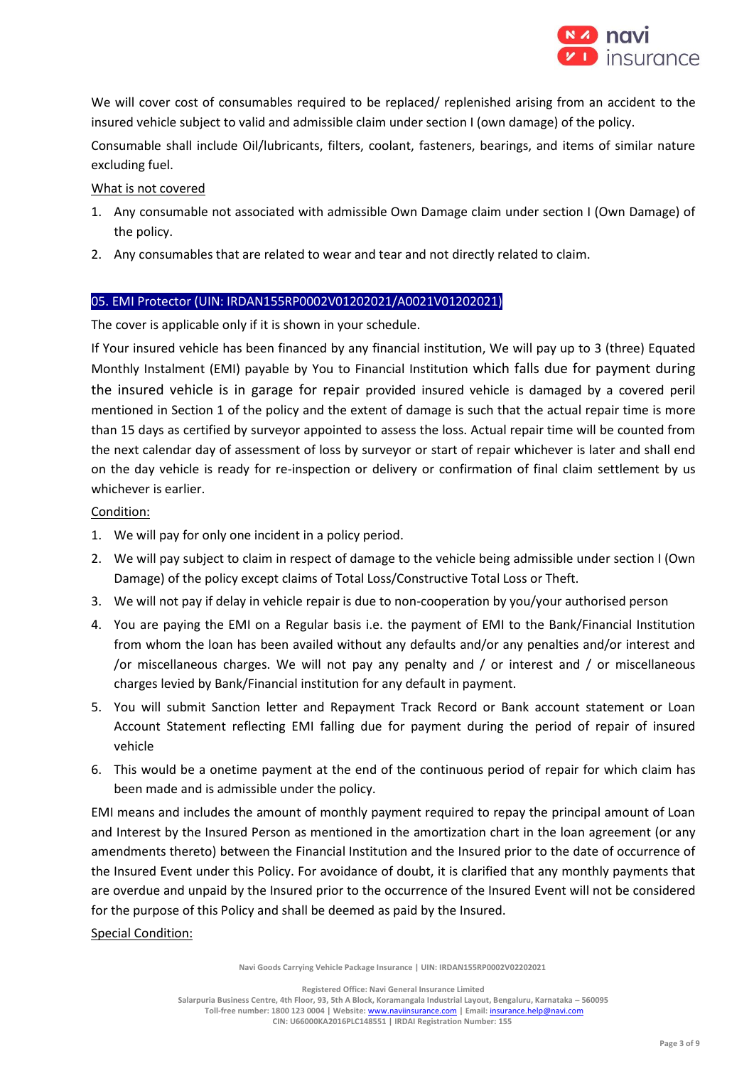We will cover cost of consumables required to be replaced/ replenished arising from an accident to the insured vehicle subject to valid and admissible claim under section I (own damage) of the policy.

Consumable shall include Oil/lubricants, filters, coolant, fasteners, bearings, and items of similar nature excluding fuel.

<u>What is not covered</u>

1. Any consumable not associated with admissible Own Damage claim under section I (Own Damage) of the policy.
2. Any consumables that are related to wear and tear and not directly related to claim.

### 05. EMI Protector (UIN: IRDAN155RP0002V01202021/A0021V01202021)

The cover is applicable only if it is shown in your schedule.

If Your insured vehicle has been financed by any financial institution, We will pay up to 3 (three) Equated Monthly Instalment (EMI) payable by You to Financial Institution which falls due for payment during the insured vehicle is in garage for repair provided insured vehicle is damaged by a covered peril mentioned in Section 1 of the policy and the extent of damage is such that the actual repair time is more than 15 days as certified by surveyor appointed to assess the loss. Actual repair time will be counted from the next calendar day of assessment of loss by surveyor or start of repair whichever is later and shall end on the day vehicle is ready for re-inspection or delivery or confirmation of final claim settlement by us whichever is earlier.

<u>Condition:</u>

1. We will pay for only one incident in a policy period.
2. We will pay subject to claim in respect of damage to the vehicle being admissible under section I (Own Damage) of the policy except claims of Total Loss/Constructive Total Loss or Theft.
3. We will not pay if delay in vehicle repair is due to non-cooperation by you/your authorised person
4. You are paying the EMI on a Regular basis i.e. the payment of EMI to the Bank/Financial Institution from whom the loan has been availed without any defaults and/or any penalties and/or interest and /or miscellaneous charges. We will not pay any penalty and / or interest and / or miscellaneous charges levied by Bank/Financial institution for any default in payment.
5. You will submit Sanction letter and Repayment Track Record or Bank account statement or Loan Account Statement reflecting EMI falling due for payment during the period of repair of insured vehicle
6. This would be a onetime payment at the end of the continuous period of repair for which claim has been made and is admissible under the policy.

EMI means and includes the amount of monthly payment required to repay the principal amount of Loan and Interest by the Insured Person as mentioned in the amortization chart in the loan agreement (or any amendments thereto) between the Financial Institution and the Insured prior to the date of occurrence of the Insured Event under this Policy. For avoidance of doubt, it is clarified that any monthly payments that are overdue and unpaid by the Insured prior to the occurrence of the Insured Event will not be considered for the purpose of this Policy and shall be deemed as paid by the Insured.

<u>Special Condition:</u>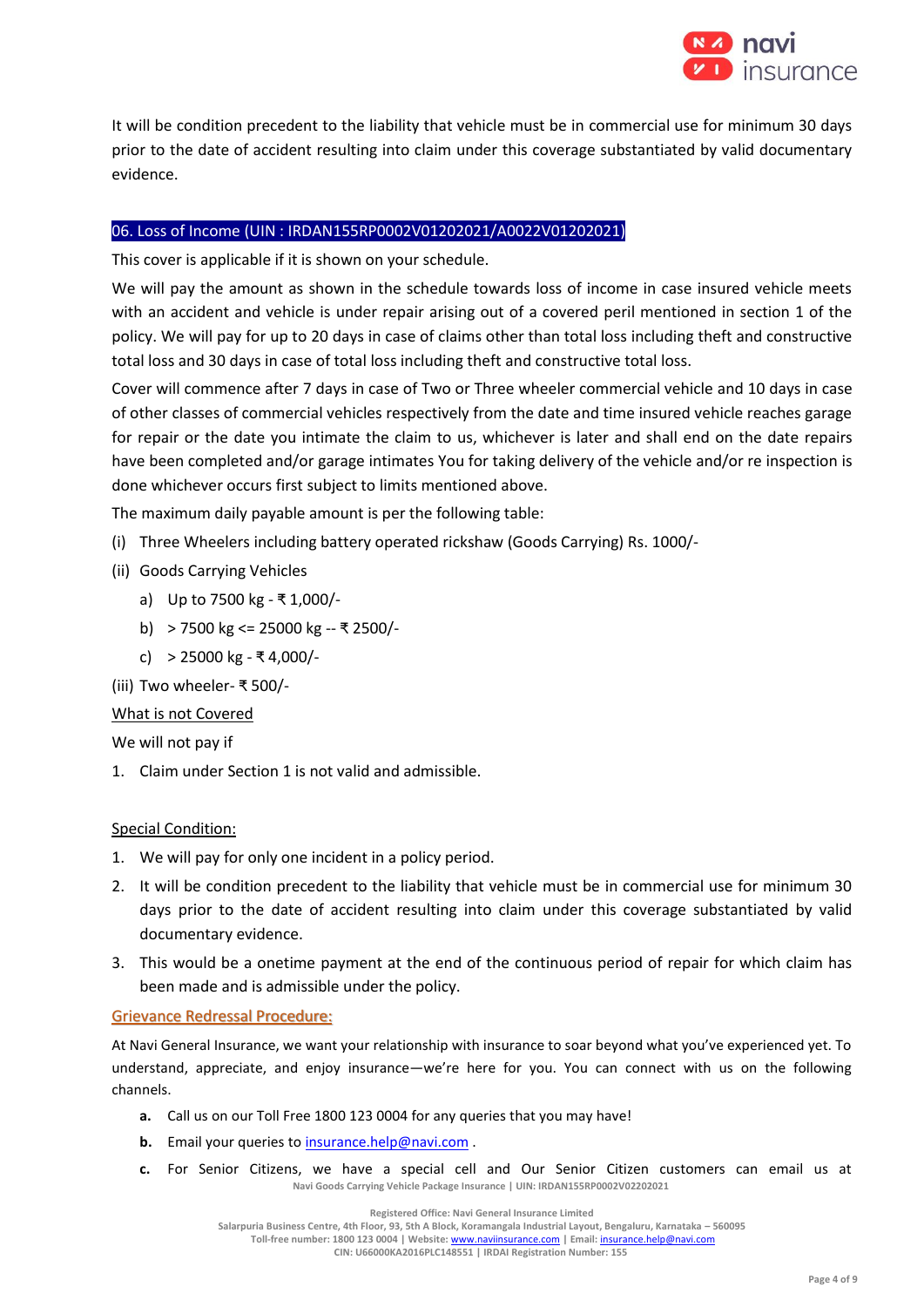It will be condition precedent to the liability that vehicle must be in commercial use for minimum 30 days prior to the date of accident resulting into claim under this coverage substantiated by valid documentary evidence.

## 06. Loss of Income (UIN : IRDAN155RP0002V01202021/A0022V01202021)

This cover is applicable if it is shown on your schedule.

We will pay the amount as shown in the schedule towards loss of income in case insured vehicle meets with an accident and vehicle is under repair arising out of a covered peril mentioned in section 1 of the policy. We will pay for up to 20 days in case of claims other than total loss including theft and constructive total loss and 30 days in case of total loss including theft and constructive total loss.

Cover will commence after 7 days in case of Two or Three wheeler commercial vehicle and 10 days in case of other classes of commercial vehicles respectively from the date and time insured vehicle reaches garage for repair or the date you intimate the claim to us, whichever is later and shall end on the date repairs have been completed and/or garage intimates You for taking delivery of the vehicle and/or re inspection is done whichever occurs first subject to limits mentioned above.

The maximum daily payable amount is per the following table:

(i) Three Wheelers including battery operated rickshaw (Goods Carrying) Rs. 1000/-

(ii) Goods Carrying Vehicles

   a) Up to 7500 kg - ₹ 1,000/-

   b) > 7500 kg <= 25000 kg -- ₹ 2500/-

   c) > 25000 kg - ₹ 4,000/-

(iii) Two wheeler- ₹ 500/-

<u>What is not Covered</u>

We will not pay if

1. Claim under Section 1 is not valid and admissible.

<u>Special Condition:</u>

1. We will pay for only one incident in a policy period.
2. It will be condition precedent to the liability that vehicle must be in commercial use for minimum 30 days prior to the date of accident resulting into claim under this coverage substantiated by valid documentary evidence.
3. This would be a onetime payment at the end of the continuous period of repair for which claim has been made and is admissible under the policy.

## Grievance Redressal Procedure:

At Navi General Insurance, we want your relationship with insurance to soar beyond what you've experienced yet. To understand, appreciate, and enjoy insurance—we're here for you. You can connect with us on the following channels.

**a.** Call us on our Toll Free 1800 123 0004 for any queries that you may have!

**b.** Email your queries to insurance.help@navi.com .

**c.** For Senior Citizens, we have a special cell and Our Senior Citizen customers can email us at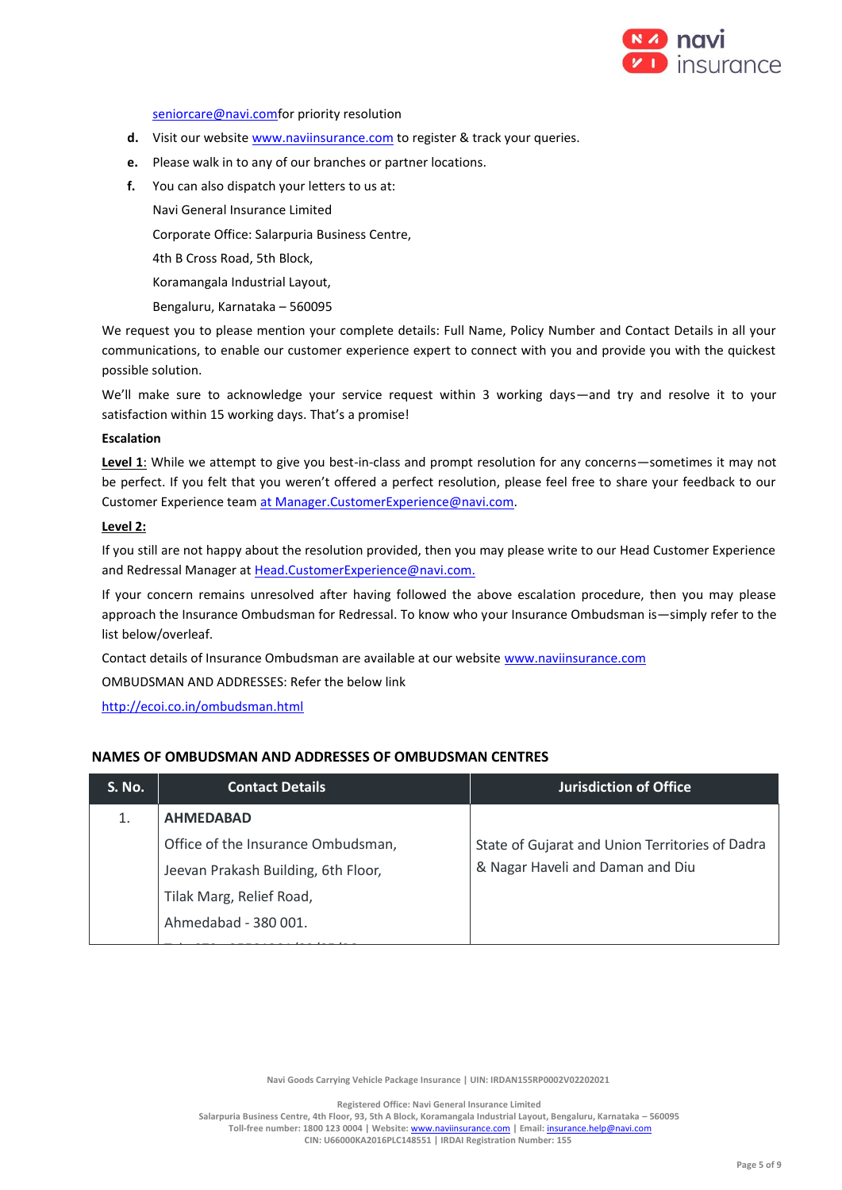seniorcare@navi.comfor priority resolution

d. Visit our website www.naviinsurance.com to register & track your queries.

e. Please walk in to any of our branches or partner locations.

f. You can also dispatch your letters to us at:

   Navi General Insurance Limited

   Corporate Office: Salarpuria Business Centre,

   4th B Cross Road, 5th Block,

   Koramangala Industrial Layout,

   Bengaluru, Karnataka – 560095

We request you to please mention your complete details: Full Name, Policy Number and Contact Details in all your communications, to enable our customer experience expert to connect with you and provide you with the quickest possible solution.

We'll make sure to acknowledge your service request within 3 working days—and try and resolve it to your satisfaction within 15 working days. That's a promise!

**Escalation**

**Level 1**: While we attempt to give you best-in-class and prompt resolution for any concerns—sometimes it may not be perfect. If you felt that you weren't offered a perfect resolution, please feel free to share your feedback to our Customer Experience team at Manager.CustomerExperience@navi.com.

**Level 2:**

If you still are not happy about the resolution provided, then you may please write to our Head Customer Experience and Redressal Manager at Head.CustomerExperience@navi.com.

If your concern remains unresolved after having followed the above escalation procedure, then you may please approach the Insurance Ombudsman for Redressal. To know who your Insurance Ombudsman is—simply refer to the list below/overleaf.

Contact details of Insurance Ombudsman are available at our website www.naviinsurance.com

OMBUDSMAN AND ADDRESSES: Refer the below link

http://ecoi.co.in/ombudsman.html

## NAMES OF OMBUDSMAN AND ADDRESSES OF OMBUDSMAN CENTRES

| S. No. | Contact Details | Jurisdiction of Office |
|---|---|---|
| 1. | **AHMEDABAD**<br>Office of the Insurance Ombudsman,<br>Jeevan Prakash Building, 6th Floor,<br>Tilak Marg, Relief Road,<br>Ahmedabad - 380 001. | State of Gujarat and Union Territories of Dadra & Nagar Haveli and Daman and Diu |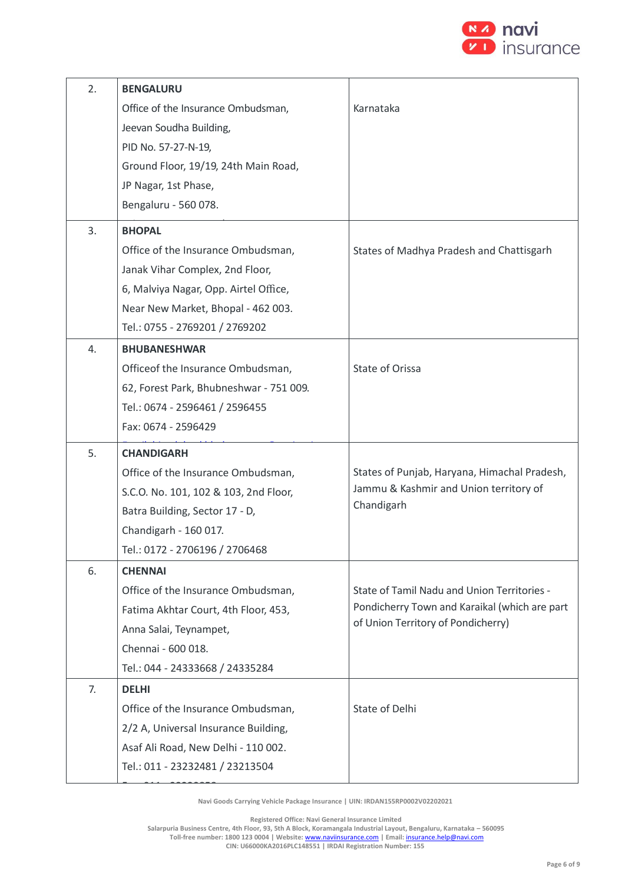| | | |
|---|---|---|
| 2. | **BENGALURU**<br>Office of the Insurance Ombudsman,<br>Jeevan Soudha Building,<br>PID No. 57-27-N-19,<br>Ground Floor, 19/19, 24th Main Road,<br>JP Nagar, 1st Phase,<br>Bengaluru - 560 078. | Karnataka |
| 3. | **BHOPAL**<br>Office of the Insurance Ombudsman,<br>Janak Vihar Complex, 2nd Floor,<br>6, Malviya Nagar, Opp. Airtel Office,<br>Near New Market, Bhopal - 462 003.<br>Tel.: 0755 - 2769201 / 2769202 | States of Madhya Pradesh and Chattisgarh |
| 4. | **BHUBANESHWAR**<br>Officeof the Insurance Ombudsman,<br>62, Forest Park, Bhubneshwar - 751 009.<br>Tel.: 0674 - 2596461 / 2596455<br>Fax: 0674 - 2596429 | State of Orissa |
| 5. | **CHANDIGARH**<br>Office of the Insurance Ombudsman,<br>S.C.O. No. 101, 102 & 103, 2nd Floor,<br>Batra Building, Sector 17 - D,<br>Chandigarh - 160 017.<br>Tel.: 0172 - 2706196 / 2706468 | States of Punjab, Haryana, Himachal Pradesh, Jammu & Kashmir and Union territory of Chandigarh |
| 6. | **CHENNAI**<br>Office of the Insurance Ombudsman,<br>Fatima Akhtar Court, 4th Floor, 453,<br>Anna Salai, Teynampet,<br>Chennai - 600 018.<br>Tel.: 044 - 24333668 / 24335284 | State of Tamil Nadu and Union Territories - Pondicherry Town and Karaikal (which are part of Union Territory of Pondicherry) |
| 7. | **DELHI**<br>Office of the Insurance Ombudsman,<br>2/2 A, Universal Insurance Building,<br>Asaf Ali Road, New Delhi - 110 002.<br>Tel.: 011 - 23232481 / 23213504 | State of Delhi |

Navi Goods Carrying Vehicle Package Insurance | UIN: IRDAN155RP0002V02202021

Registered Office: Navi General Insurance Limited
Salarpuria Business Centre, 4th Floor, 93, 5th A Block, Koramangala Industrial Layout, Bengaluru, Karnataka – 560095
Toll-free number: 1800 123 0004 | Website: www.naviinsurance.com | Email: insurance.help@navi.com
CIN: U66000KA2016PLC148551 | IRDAI Registration Number: 155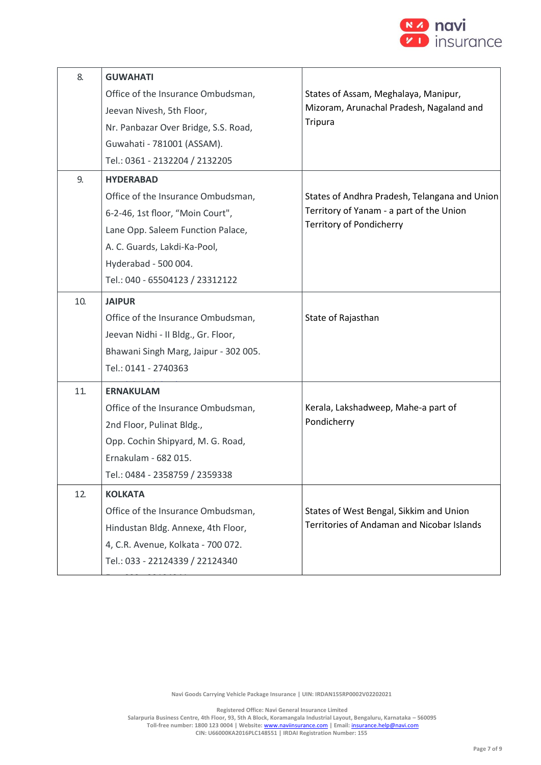| 8. | **GUWAHATI**<br>Office of the Insurance Ombudsman,<br>Jeevan Nivesh, 5th Floor,<br>Nr. Panbazar Over Bridge, S.S. Road,<br>Guwahati - 781001 (ASSAM).<br>Tel.: 0361 - 2132204 / 2132205 | States of Assam, Meghalaya, Manipur, Mizoram, Arunachal Pradesh, Nagaland and Tripura |
|---|---|---|
| 9. | **HYDERABAD**<br>Office of the Insurance Ombudsman,<br>6-2-46, 1st floor, "Moin Court",<br>Lane Opp. Saleem Function Palace,<br>A. C. Guards, Lakdi-Ka-Pool,<br>Hyderabad - 500 004.<br>Tel.: 040 - 65504123 / 23312122 | States of Andhra Pradesh, Telangana and Union Territory of Yanam - a part of the Union Territory of Pondicherry |
| 10. | **JAIPUR**<br>Office of the Insurance Ombudsman,<br>Jeevan Nidhi - II Bldg., Gr. Floor,<br>Bhawani Singh Marg, Jaipur - 302 005.<br>Tel.: 0141 - 2740363 | State of Rajasthan |
| 11. | **ERNAKULAM**<br>Office of the Insurance Ombudsman,<br>2nd Floor, Pulinat Bldg.,<br>Opp. Cochin Shipyard, M. G. Road,<br>Ernakulam - 682 015.<br>Tel.: 0484 - 2358759 / 2359338 | Kerala, Lakshadweep, Mahe-a part of Pondicherry |
| 12. | **KOLKATA**<br>Office of the Insurance Ombudsman,<br>Hindustan Bldg. Annexe, 4th Floor,<br>4, C.R. Avenue, Kolkata - 700 072.<br>Tel.: 033 - 22124339 / 22124340 | States of West Bengal, Sikkim and Union Territories of Andaman and Nicobar Islands |

Navi Goods Carrying Vehicle Package Insurance | UIN: IRDAN155RP0002V02202021

Registered Office: Navi General Insurance Limited
Salarpuria Business Centre, 4th Floor, 93, 5th A Block, Koramangala Industrial Layout, Bengaluru, Karnataka – 560095
Toll-free number: 1800 123 0004 | Website: www.naviinsurance.com | Email: insurance.help@navi.com
CIN: U66000KA2016PLC148551 | IRDAI Registration Number: 155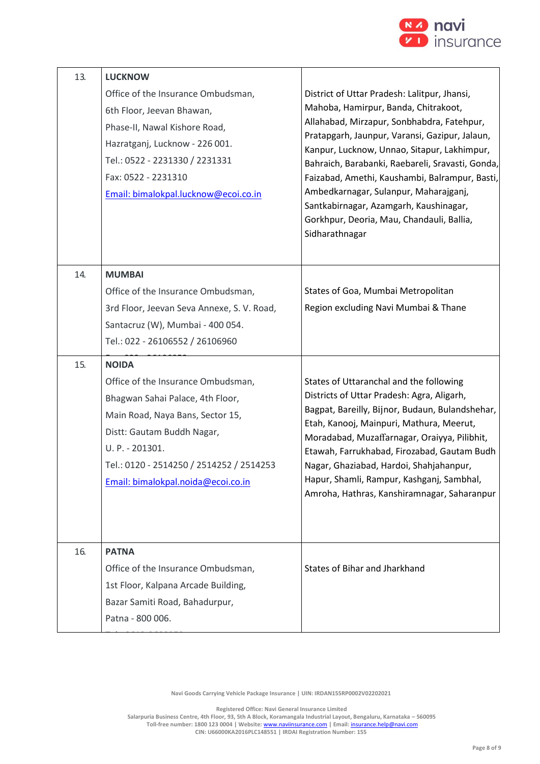| | | |
|---|---|---|
| 13. | **LUCKNOW**<br>Office of the Insurance Ombudsman,<br>6th Floor, Jeevan Bhawan,<br>Phase-II, Nawal Kishore Road,<br>Hazratganj, Lucknow - 226 001.<br>Tel.: 0522 - 2231330 / 2231331<br>Fax: 0522 - 2231310<br>Email: bimalokpal.lucknow@ecoi.co.in | District of Uttar Pradesh: Lalitpur, Jhansi, Mahoba, Hamirpur, Banda, Chitrakoot, Allahabad, Mirzapur, Sonbhabdra, Fatehpur, Pratapgarh, Jaunpur, Varansi, Gazipur, Jalaun, Kanpur, Lucknow, Unnao, Sitapur, Lakhimpur, Bahraich, Barabanki, Raebareli, Sravasti, Gonda, Faizabad, Amethi, Kaushambi, Balrampur, Basti, Ambedkarnagar, Sulanpur, Maharajganj, Santkabirnagar, Azamgarh, Kaushinagar, Gorkhpur, Deoria, Mau, Chandauli, Ballia, Sidharathnagar |
| 14. | **MUMBAI**<br>Office of the Insurance Ombudsman,<br>3rd Floor, Jeevan Seva Annexe, S. V. Road,<br>Santacruz (W), Mumbai - 400 054.<br>Tel.: 022 - 26106552 / 26106960 | States of Goa, Mumbai Metropolitan Region excluding Navi Mumbai & Thane |
| 15. | **NOIDA**<br>Office of the Insurance Ombudsman,<br>Bhagwan Sahai Palace, 4th Floor,<br>Main Road, Naya Bans, Sector 15,<br>Distt: Gautam Buddh Nagar,<br>U. P. - 201301.<br>Tel.: 0120 - 2514250 / 2514252 / 2514253<br>Email: bimalokpal.noida@ecoi.co.in | States of Uttaranchal and the following Districts of Uttar Pradesh: Agra, Aligarh, Bagpat, Bareilly, Bijnor, Budaun, Bulandshehar, Etah, Kanooj, Mainpuri, Mathura, Meerut, Moradabad, Muzaffarnagar, Oraiyya, Pilibhit, Etawah, Farrukhabad, Firozabad, Gautam Budh Nagar, Ghaziabad, Hardoi, Shahjahanpur, Hapur, Shamli, Rampur, Kashganj, Sambhal, Amroha, Hathras, Kanshiramnagar, Saharanpur |
| 16. | **PATNA**<br>Office of the Insurance Ombudsman,<br>1st Floor, Kalpana Arcade Building,<br>Bazar Samiti Road, Bahadurpur,<br>Patna - 800 006. | States of Bihar and Jharkhand |

Navi Goods Carrying Vehicle Package Insurance | UIN: IRDAN155RP0002V02202021

Registered Office: Navi General Insurance Limited
Salarpuria Business Centre, 4th Floor, 93, 5th A Block, Koramangala Industrial Layout, Bengaluru, Karnataka – 560095
Toll-free number: 1800 123 0004 | Website: www.naviinsurance.com | Email: insurance.help@navi.com
CIN: U66000KA2016PLC148551 | IRDAI Registration Number: 155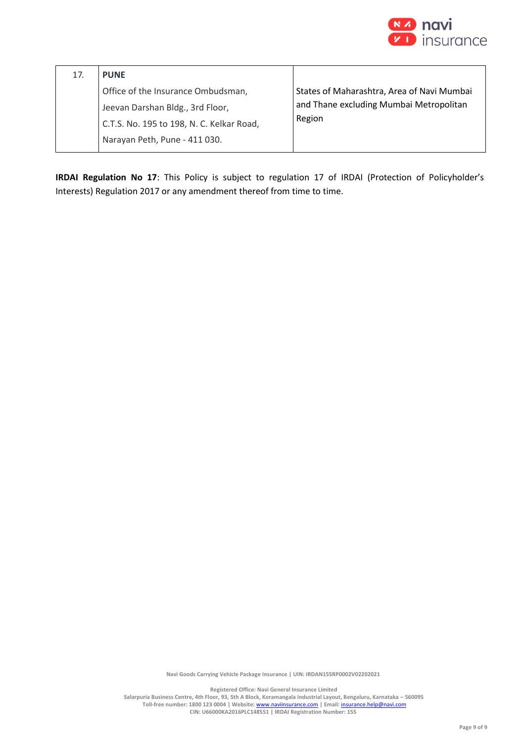| | | |
|---|---|---|
| 17. | **PUNE**<br>Office of the Insurance Ombudsman,<br>Jeevan Darshan Bldg., 3rd Floor,<br>C.T.S. No. 195 to 198, N. C. Kelkar Road,<br>Narayan Peth, Pune - 411 030. | States of Maharashtra, Area of Navi Mumbai and Thane excluding Mumbai Metropolitan Region |

**IRDAI Regulation No 17**: This Policy is subject to regulation 17 of IRDAI (Protection of Policyholder's Interests) Regulation 2017 or any amendment thereof from time to time.